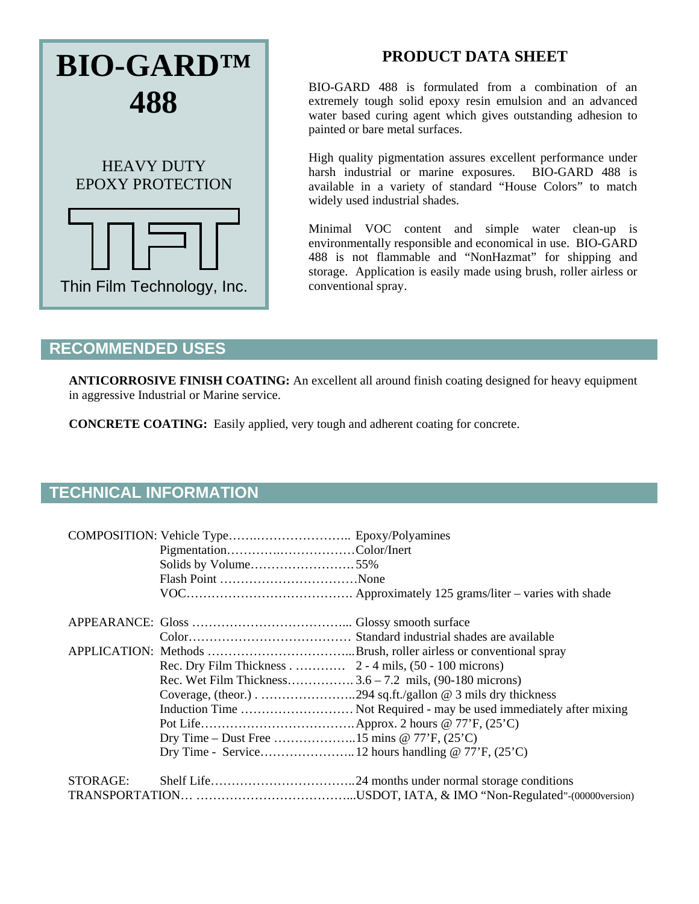# BIO-GARD™ 488

HEAVY DUTY EPOXY PROTECTION

Thin Film Technology, Inc.

## PRODUCT DATA SHEET

BIO-GARD 488 is formulated from a combination of an extremely tough solid epoxy resin emulsion and an advanced water based curing agent which gives outstanding adhesion to painted or bare metal surfaces.

High quality pigmentation assures excellent performance under harsh industrial or marine exposures. BIO-GARD 488 is available in a variety of standard "House Colors" to match widely used industrial shades.

Minimal VOC content and simple water clean-up is environmentally responsible and economical in use. BIO-GARD 488 is not flammable and "NonHazmat" for shipping and storage. Application is easily made using brush, roller airless or conventional spray.

## RECOMMENDED USES

**ANTICORROSIVE FINISH COATING:** An excellent all around finish coating designed for heavy equipment in aggressive Industrial or Marine service.

**CONCRETE COATING:** Easily applied, very tough and adherent coating for concrete.

## TECHNICAL INFORMATION

| | | |
|---|---|---|
| COMPOSITION: | Vehicle Type | Epoxy/Polyamines |
| | Pigmentation | Color/Inert |
| | Solids by Volume | 55% |
| | Flash Point | None |
| | VOC | Approximately 125 grams/liter – varies with shade |
| APPEARANCE: | Gloss | Glossy smooth surface |
| | Color | Standard industrial shades are available |
| APPLICATION: | Methods | Brush, roller airless or conventional spray |
| | Rec. Dry Film Thickness | 2 - 4 mils, (50 - 100 microns) |
| | Rec. Wet Film Thickness | 3.6 – 7.2 mils, (90-180 microns) |
| | Coverage, (theor.) | 294 sq.ft./gallon @ 3 mils dry thickness |
| | Induction Time | Not Required - may be used immediately after mixing |
| | Pot Life | Approx. 2 hours @ 77'F, (25'C) |
| | Dry Time – Dust Free | 15 mins @ 77'F, (25'C) |
| | Dry Time - Service | 12 hours handling @ 77'F, (25'C) |
| STORAGE: | Shelf Life | 24 months under normal storage conditions |
| TRANSPORTATION | | USDOT, IATA, & IMO "Non-Regulated"-(00000version) |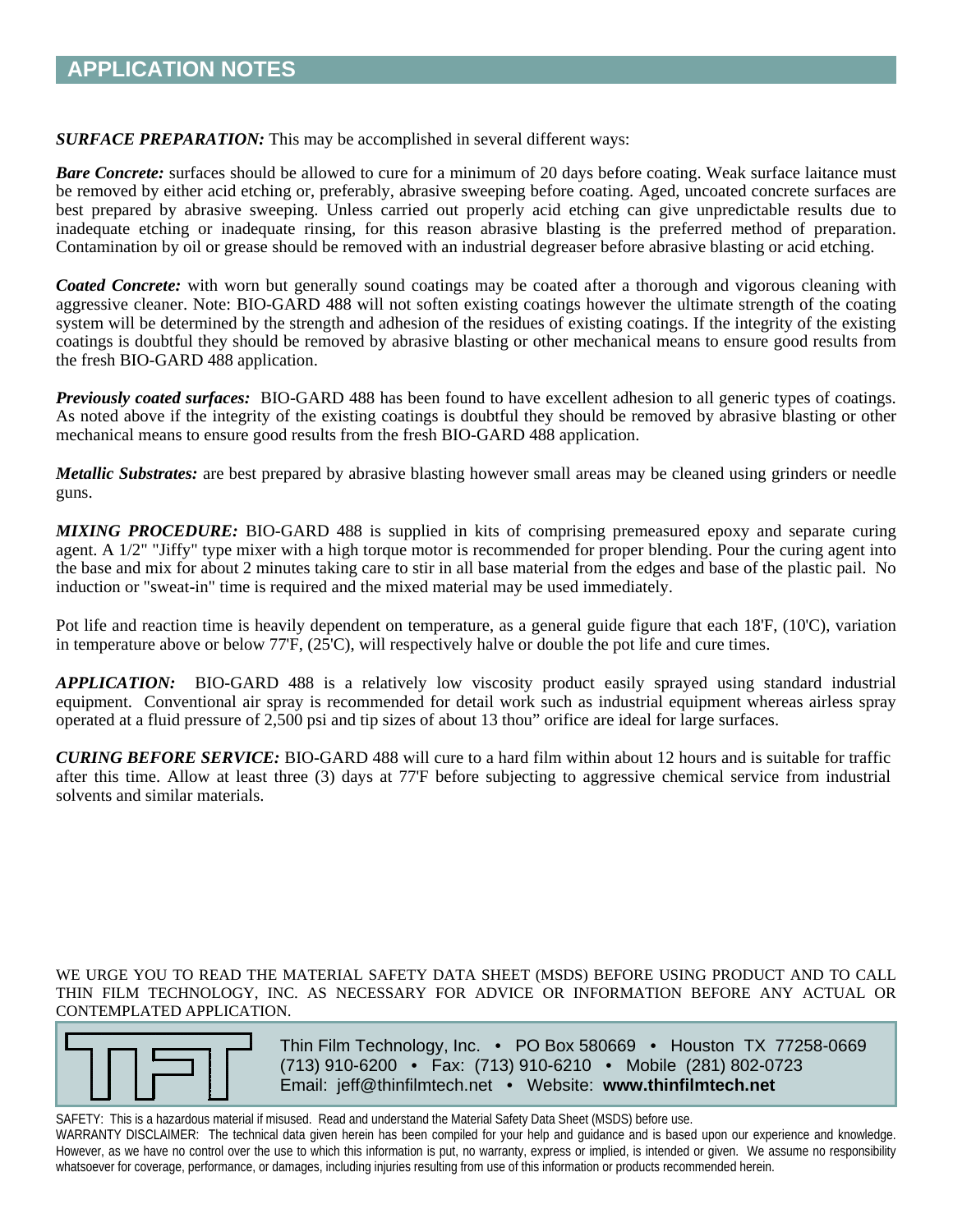## APPLICATION NOTES

***SURFACE PREPARATION:*** This may be accomplished in several different ways:

***Bare Concrete:*** surfaces should be allowed to cure for a minimum of 20 days before coating. Weak surface laitance must be removed by either acid etching or, preferably, abrasive sweeping before coating. Aged, uncoated concrete surfaces are best prepared by abrasive sweeping. Unless carried out properly acid etching can give unpredictable results due to inadequate etching or inadequate rinsing, for this reason abrasive blasting is the preferred method of preparation. Contamination by oil or grease should be removed with an industrial degreaser before abrasive blasting or acid etching.

***Coated Concrete:*** with worn but generally sound coatings may be coated after a thorough and vigorous cleaning with aggressive cleaner. Note: BIO-GARD 488 will not soften existing coatings however the ultimate strength of the coating system will be determined by the strength and adhesion of the residues of existing coatings. If the integrity of the existing coatings is doubtful they should be removed by abrasive blasting or other mechanical means to ensure good results from the fresh BIO-GARD 488 application.

***Previously coated surfaces:*** BIO-GARD 488 has been found to have excellent adhesion to all generic types of coatings. As noted above if the integrity of the existing coatings is doubtful they should be removed by abrasive blasting or other mechanical means to ensure good results from the fresh BIO-GARD 488 application.

***Metallic Substrates:*** are best prepared by abrasive blasting however small areas may be cleaned using grinders or needle guns.

***MIXING PROCEDURE:*** BIO-GARD 488 is supplied in kits of comprising premeasured epoxy and separate curing agent. A 1/2" "Jiffy" type mixer with a high torque motor is recommended for proper blending. Pour the curing agent into the base and mix for about 2 minutes taking care to stir in all base material from the edges and base of the plastic pail. No induction or "sweat-in" time is required and the mixed material may be used immediately.

Pot life and reaction time is heavily dependent on temperature, as a general guide figure that each 18'F, (10'C), variation in temperature above or below 77'F, (25'C), will respectively halve or double the pot life and cure times.

***APPLICATION:*** BIO-GARD 488 is a relatively low viscosity product easily sprayed using standard industrial equipment. Conventional air spray is recommended for detail work such as industrial equipment whereas airless spray operated at a fluid pressure of 2,500 psi and tip sizes of about 13 thou" orifice are ideal for large surfaces.

***CURING BEFORE SERVICE:*** BIO-GARD 488 will cure to a hard film within about 12 hours and is suitable for traffic after this time. Allow at least three (3) days at 77'F before subjecting to aggressive chemical service from industrial solvents and similar materials.

WE URGE YOU TO READ THE MATERIAL SAFETY DATA SHEET (MSDS) BEFORE USING PRODUCT AND TO CALL THIN FILM TECHNOLOGY, INC. AS NECESSARY FOR ADVICE OR INFORMATION BEFORE ANY ACTUAL OR CONTEMPLATED APPLICATION.

TFT

Thin Film Technology, Inc. • PO Box 580669 • Houston TX 77258-0669
(713) 910-6200 • Fax: (713) 910-6210 • Mobile (281) 802-0723
Email: jeff@thinfilmtech.net • Website: **www.thinfilmtech.net**

SAFETY: This is a hazardous material if misused. Read and understand the Material Safety Data Sheet (MSDS) before use.
WARRANTY DISCLAIMER: The technical data given herein has been compiled for your help and guidance and is based upon our experience and knowledge. However, as we have no control over the use to which this information is put, no warranty, express or implied, is intended or given. We assume no responsibility whatsoever for coverage, performance, or damages, including injuries resulting from use of this information or products recommended herein.